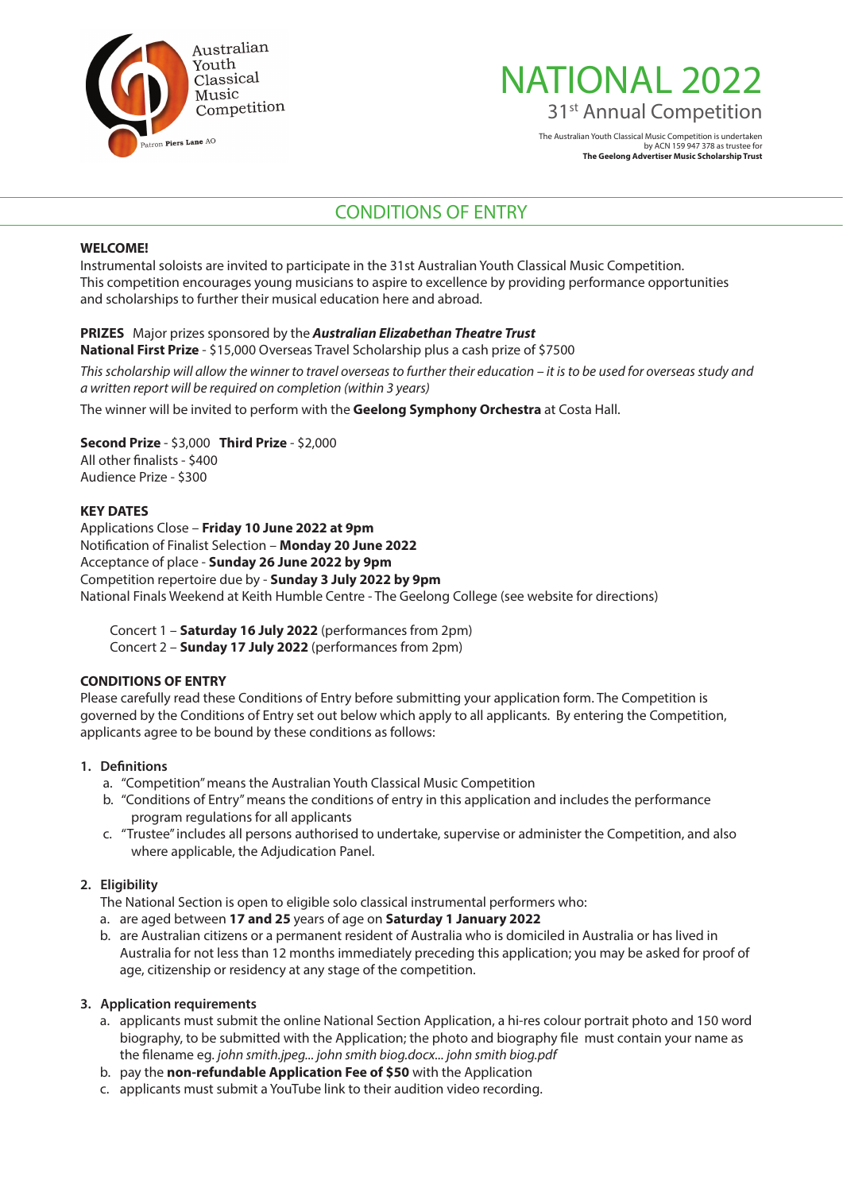Australian Youth Classical Music Competition

Patron **Piers Lane** AO

# NATIONAL 2022

31st Annual Competition

The Australian Youth Classical Music Competition is undertaken by ACN 159 947 378 as trustee for **The Geelong Advertiser Music Scholarship Trust**

## CONDITIONS OF ENTRY

**WELCOME!**

Instrumental soloists are invited to participate in the 31st Australian Youth Classical Music Competition. This competition encourages young musicians to aspire to excellence by providing performance opportunities and scholarships to further their musical education here and abroad.

**PRIZES** Major prizes sponsored by the ***Australian Elizabethan Theatre Trust***

**National First Prize** - $15,000 Overseas Travel Scholarship plus a cash prize of $7500

*This scholarship will allow the winner to travel overseas to further their education – it is to be used for overseas study and a written report will be required on completion (within 3 years)*

The winner will be invited to perform with the **Geelong Symphony Orchestra** at Costa Hall.

**Second Prize** - $3,000 **Third Prize** - $2,000

All other finalists - $400

Audience Prize - $300

**KEY DATES**

Applications Close – **Friday 10 June 2022 at 9pm**

Notification of Finalist Selection – **Monday 20 June 2022**

Acceptance of place - **Sunday 26 June 2022 by 9pm**

Competition repertoire due by - **Sunday 3 July 2022 by 9pm**

National Finals Weekend at Keith Humble Centre - The Geelong College (see website for directions)

Concert 1 – **Saturday 16 July 2022** (performances from 2pm)

Concert 2 – **Sunday 17 July 2022** (performances from 2pm)

**CONDITIONS OF ENTRY**

Please carefully read these Conditions of Entry before submitting your application form. The Competition is governed by the Conditions of Entry set out below which apply to all applicants. By entering the Competition, applicants agree to be bound by these conditions as follows:

1. **Definitions**
   a. "Competition" means the Australian Youth Classical Music Competition
   b. "Conditions of Entry" means the conditions of entry in this application and includes the performance program regulations for all applicants
   c. "Trustee" includes all persons authorised to undertake, supervise or administer the Competition, and also where applicable, the Adjudication Panel.

2. **Eligibility**
   The National Section is open to eligible solo classical instrumental performers who:
   a. are aged between **17 and 25** years of age on **Saturday 1 January 2022**
   b. are Australian citizens or a permanent resident of Australia who is domiciled in Australia or has lived in Australia for not less than 12 months immediately preceding this application; you may be asked for proof of age, citizenship or residency at any stage of the competition.

3. **Application requirements**
   a. applicants must submit the online National Section Application, a hi-res colour portrait photo and 150 word biography, to be submitted with the Application; the photo and biography file must contain your name as the filename eg. *john smith.jpeg... john smith biog.docx... john smith biog.pdf*
   b. pay the **non-refundable Application Fee of $50** with the Application
   c. applicants must submit a YouTube link to their audition video recording.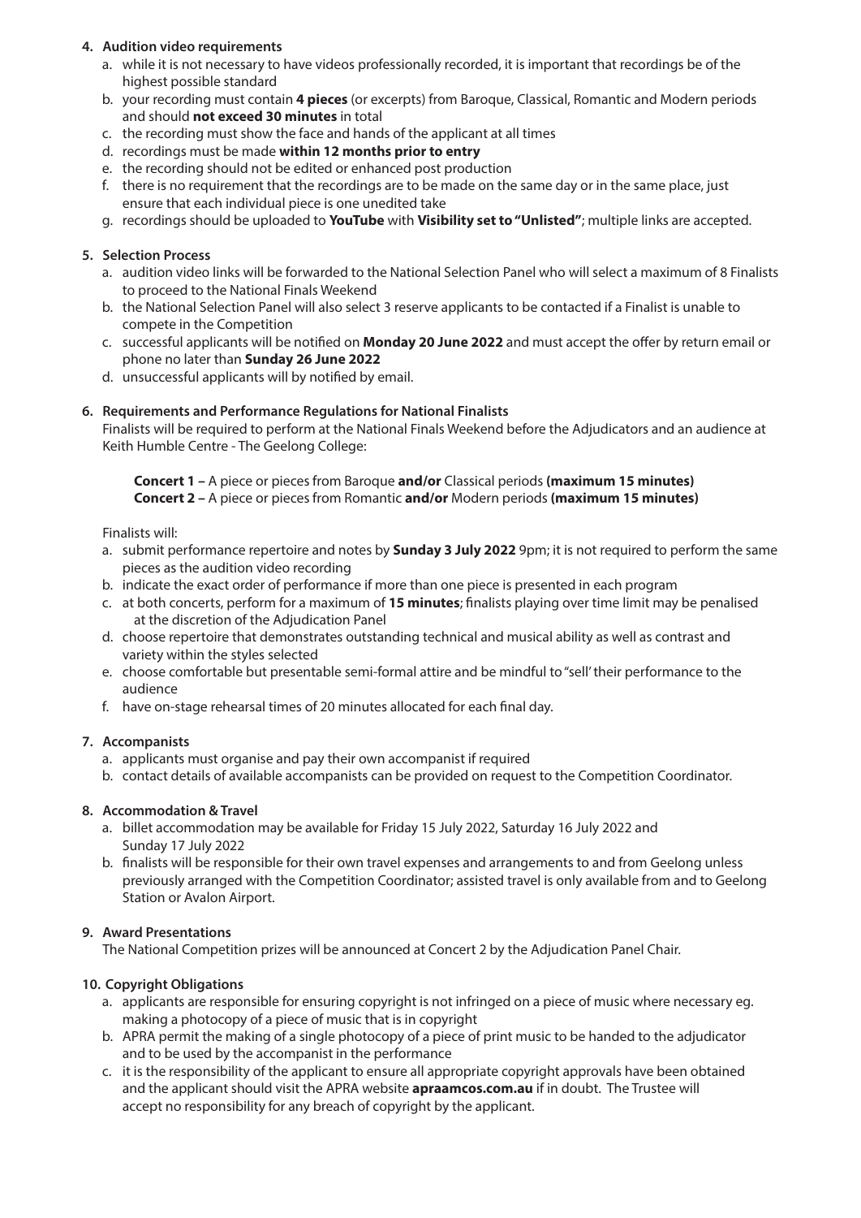**4. Audition video requirements**

a. while it is not necessary to have videos professionally recorded, it is important that recordings be of the highest possible standard
b. your recording must contain **4 pieces** (or excerpts) from Baroque, Classical, Romantic and Modern periods and should **not exceed 30 minutes** in total
c. the recording must show the face and hands of the applicant at all times
d. recordings must be made **within 12 months prior to entry**
e. the recording should not be edited or enhanced post production
f. there is no requirement that the recordings are to be made on the same day or in the same place, just ensure that each individual piece is one unedited take
g. recordings should be uploaded to **YouTube** with **Visibility set to "Unlisted"**; multiple links are accepted.

**5. Selection Process**

a. audition video links will be forwarded to the National Selection Panel who will select a maximum of 8 Finalists to proceed to the National Finals Weekend
b. the National Selection Panel will also select 3 reserve applicants to be contacted if a Finalist is unable to compete in the Competition
c. successful applicants will be notified on **Monday 20 June 2022** and must accept the offer by return email or phone no later than **Sunday 26 June 2022**
d. unsuccessful applicants will by notified by email.

**6. Requirements and Performance Regulations for National Finalists**

Finalists will be required to perform at the National Finals Weekend before the Adjudicators and an audience at Keith Humble Centre - The Geelong College:

**Concert 1 –** A piece or pieces from Baroque **and/or** Classical periods **(maximum 15 minutes)**
**Concert 2 –** A piece or pieces from Romantic **and/or** Modern periods **(maximum 15 minutes)**

Finalists will:

a. submit performance repertoire and notes by **Sunday 3 July 2022** 9pm; it is not required to perform the same pieces as the audition video recording
b. indicate the exact order of performance if more than one piece is presented in each program
c. at both concerts, perform for a maximum of **15 minutes**; finalists playing over time limit may be penalised at the discretion of the Adjudication Panel
d. choose repertoire that demonstrates outstanding technical and musical ability as well as contrast and variety within the styles selected
e. choose comfortable but presentable semi-formal attire and be mindful to "sell' their performance to the audience
f. have on-stage rehearsal times of 20 minutes allocated for each final day.

**7. Accompanists**

a. applicants must organise and pay their own accompanist if required
b. contact details of available accompanists can be provided on request to the Competition Coordinator.

**8. Accommodation & Travel**

a. billet accommodation may be available for Friday 15 July 2022, Saturday 16 July 2022 and Sunday 17 July 2022
b. finalists will be responsible for their own travel expenses and arrangements to and from Geelong unless previously arranged with the Competition Coordinator; assisted travel is only available from and to Geelong Station or Avalon Airport.

**9. Award Presentations**

The National Competition prizes will be announced at Concert 2 by the Adjudication Panel Chair.

**10. Copyright Obligations**

a. applicants are responsible for ensuring copyright is not infringed on a piece of music where necessary eg. making a photocopy of a piece of music that is in copyright
b. APRA permit the making of a single photocopy of a piece of print music to be handed to the adjudicator and to be used by the accompanist in the performance
c. it is the responsibility of the applicant to ensure all appropriate copyright approvals have been obtained and the applicant should visit the APRA website **apraamcos.com.au** if in doubt. The Trustee will accept no responsibility for any breach of copyright by the applicant.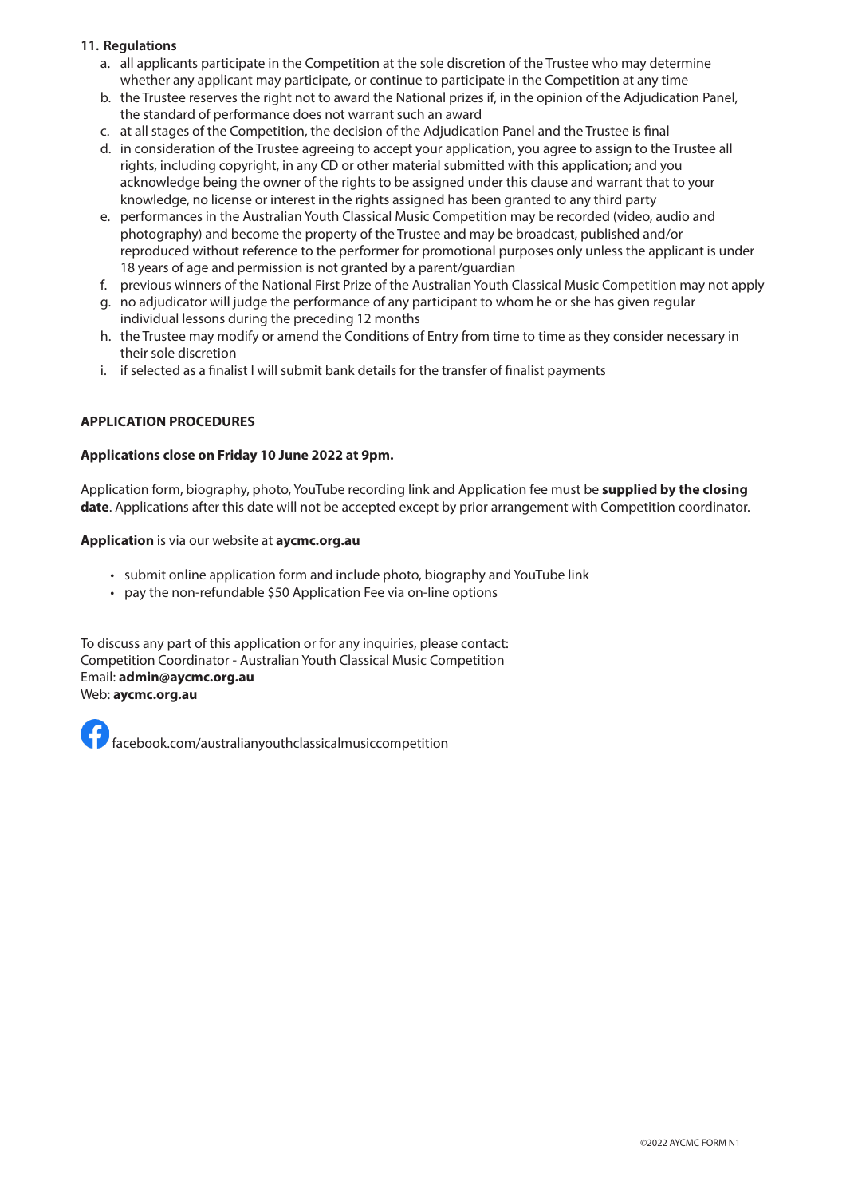**11. Regulations**

a. all applicants participate in the Competition at the sole discretion of the Trustee who may determine whether any applicant may participate, or continue to participate in the Competition at any time
b. the Trustee reserves the right not to award the National prizes if, in the opinion of the Adjudication Panel, the standard of performance does not warrant such an award
c. at all stages of the Competition, the decision of the Adjudication Panel and the Trustee is final
d. in consideration of the Trustee agreeing to accept your application, you agree to assign to the Trustee all rights, including copyright, in any CD or other material submitted with this application; and you acknowledge being the owner of the rights to be assigned under this clause and warrant that to your knowledge, no license or interest in the rights assigned has been granted to any third party
e. performances in the Australian Youth Classical Music Competition may be recorded (video, audio and photography) and become the property of the Trustee and may be broadcast, published and/or reproduced without reference to the performer for promotional purposes only unless the applicant is under 18 years of age and permission is not granted by a parent/guardian
f. previous winners of the National First Prize of the Australian Youth Classical Music Competition may not apply
g. no adjudicator will judge the performance of any participant to whom he or she has given regular individual lessons during the preceding 12 months
h. the Trustee may modify or amend the Conditions of Entry from time to time as they consider necessary in their sole discretion
i. if selected as a finalist I will submit bank details for the transfer of finalist payments

**APPLICATION PROCEDURES**

**Applications close on Friday 10 June 2022 at 9pm.**

Application form, biography, photo, YouTube recording link and Application fee must be **supplied by the closing date**. Applications after this date will not be accepted except by prior arrangement with Competition coordinator.

**Application** is via our website at **aycmc.org.au**

- submit online application form and include photo, biography and YouTube link
- pay the non-refundable $50 Application Fee via on-line options

To discuss any part of this application or for any inquiries, please contact:
Competition Coordinator - Australian Youth Classical Music Competition
Email: **admin@aycmc.org.au**
Web: **aycmc.org.au**

facebook.com/australianyouthclassicalmusiccompetition

©2022 AYCMC FORM N1